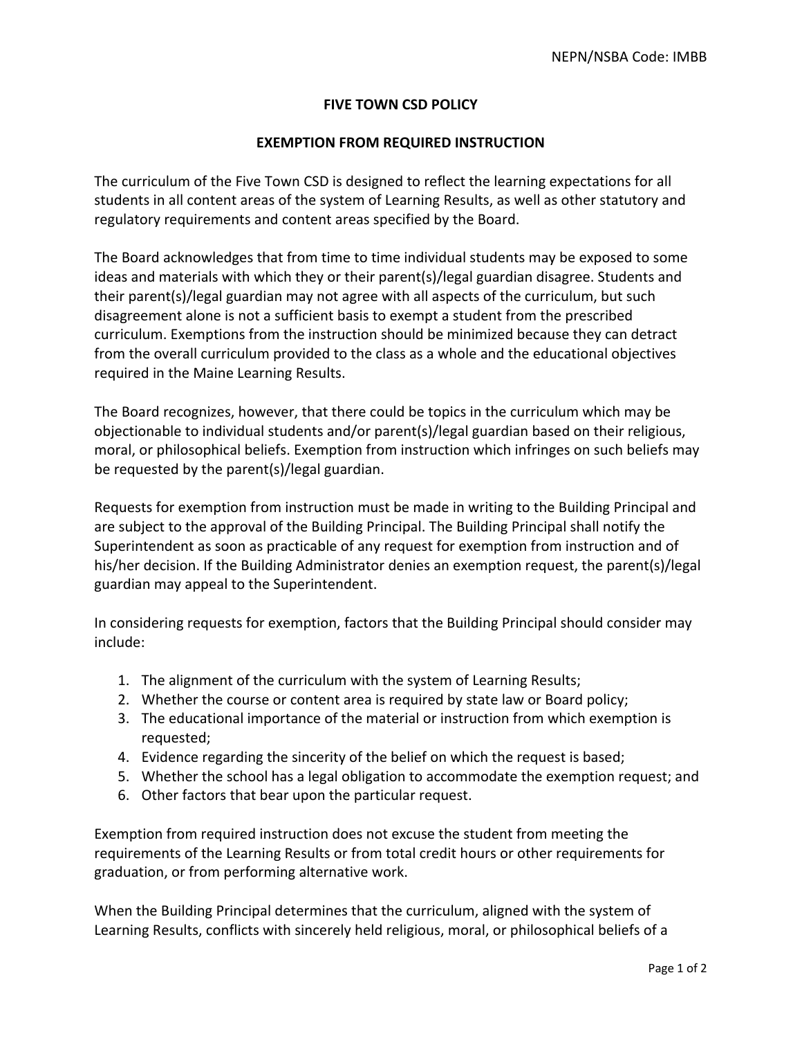NEPN/NSBA Code: IMBB

**FIVE TOWN CSD POLICY**

**EXEMPTION FROM REQUIRED INSTRUCTION**

The curriculum of the Five Town CSD is designed to reflect the learning expectations for all students in all content areas of the system of Learning Results, as well as other statutory and regulatory requirements and content areas specified by the Board.

The Board acknowledges that from time to time individual students may be exposed to some ideas and materials with which they or their parent(s)/legal guardian disagree. Students and their parent(s)/legal guardian may not agree with all aspects of the curriculum, but such disagreement alone is not a sufficient basis to exempt a student from the prescribed curriculum. Exemptions from the instruction should be minimized because they can detract from the overall curriculum provided to the class as a whole and the educational objectives required in the Maine Learning Results.

The Board recognizes, however, that there could be topics in the curriculum which may be objectionable to individual students and/or parent(s)/legal guardian based on their religious, moral, or philosophical beliefs. Exemption from instruction which infringes on such beliefs may be requested by the parent(s)/legal guardian.

Requests for exemption from instruction must be made in writing to the Building Principal and are subject to the approval of the Building Principal. The Building Principal shall notify the Superintendent as soon as practicable of any request for exemption from instruction and of his/her decision. If the Building Administrator denies an exemption request, the parent(s)/legal guardian may appeal to the Superintendent.

In considering requests for exemption, factors that the Building Principal should consider may include:

1. The alignment of the curriculum with the system of Learning Results;
2. Whether the course or content area is required by state law or Board policy;
3. The educational importance of the material or instruction from which exemption is requested;
4. Evidence regarding the sincerity of the belief on which the request is based;
5. Whether the school has a legal obligation to accommodate the exemption request; and
6. Other factors that bear upon the particular request.

Exemption from required instruction does not excuse the student from meeting the requirements of the Learning Results or from total credit hours or other requirements for graduation, or from performing alternative work.

When the Building Principal determines that the curriculum, aligned with the system of Learning Results, conflicts with sincerely held religious, moral, or philosophical beliefs of a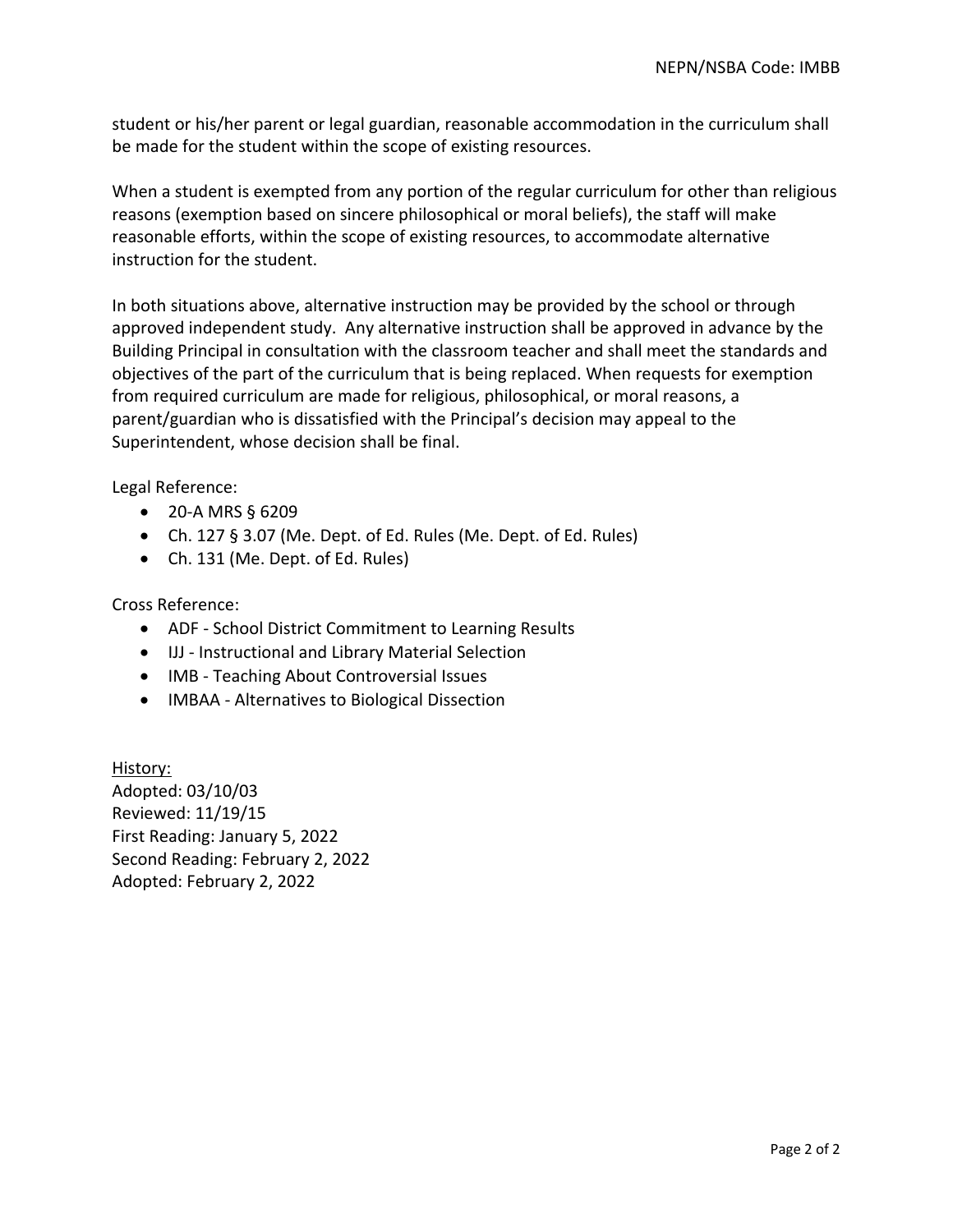student or his/her parent or legal guardian, reasonable accommodation in the curriculum shall be made for the student within the scope of existing resources.

When a student is exempted from any portion of the regular curriculum for other than religious reasons (exemption based on sincere philosophical or moral beliefs), the staff will make reasonable efforts, within the scope of existing resources, to accommodate alternative instruction for the student.

In both situations above, alternative instruction may be provided by the school or through approved independent study. Any alternative instruction shall be approved in advance by the Building Principal in consultation with the classroom teacher and shall meet the standards and objectives of the part of the curriculum that is being replaced. When requests for exemption from required curriculum are made for religious, philosophical, or moral reasons, a parent/guardian who is dissatisfied with the Principal's decision may appeal to the Superintendent, whose decision shall be final.

Legal Reference:

- 20-A MRS § 6209
- Ch. 127 § 3.07 (Me. Dept. of Ed. Rules (Me. Dept. of Ed. Rules)
- Ch. 131 (Me. Dept. of Ed. Rules)

Cross Reference:

- ADF - School District Commitment to Learning Results
- IJJ - Instructional and Library Material Selection
- IMB - Teaching About Controversial Issues
- IMBAA - Alternatives to Biological Dissection

History:
Adopted: 03/10/03
Reviewed: 11/19/15
First Reading: January 5, 2022
Second Reading: February 2, 2022
Adopted: February 2, 2022